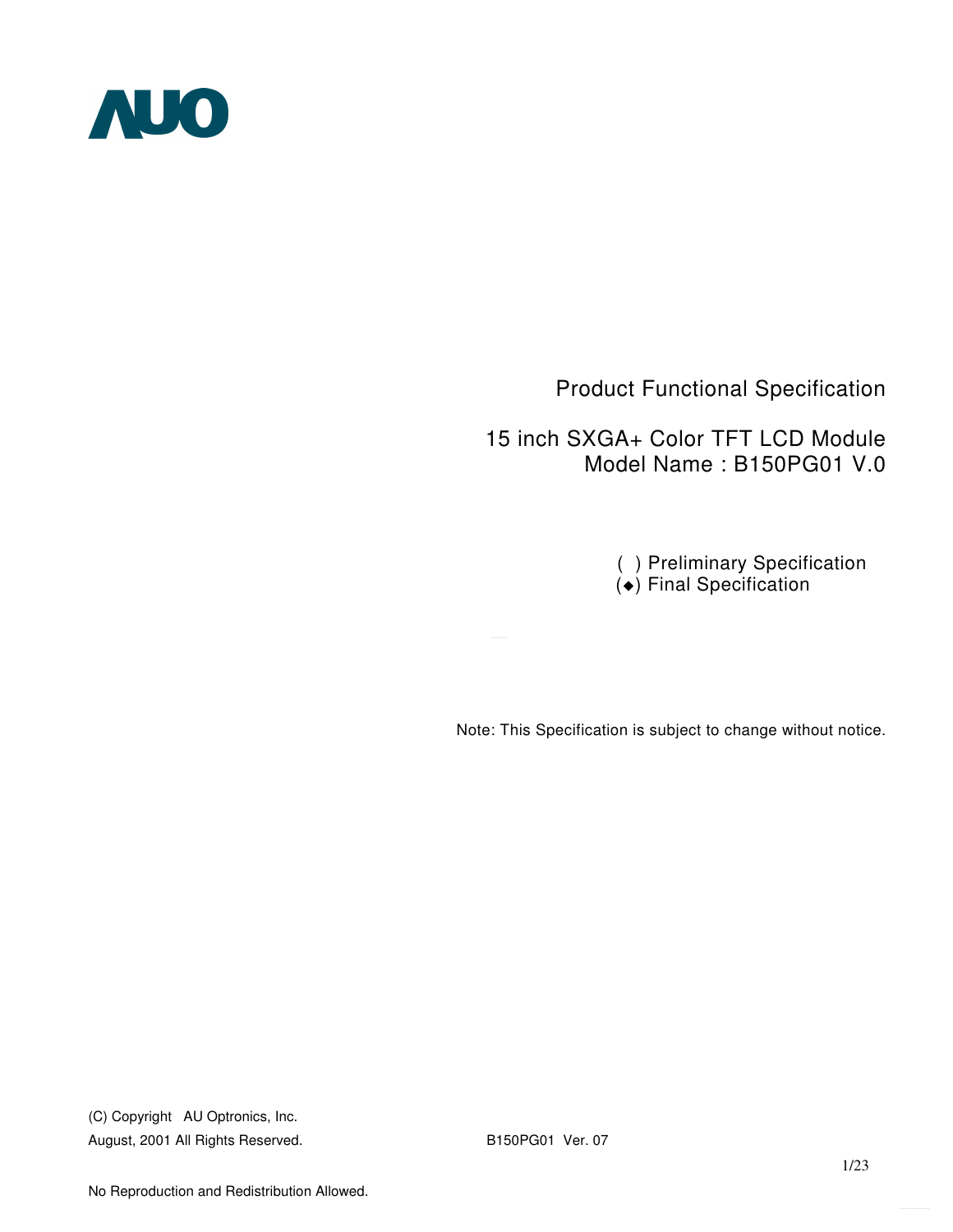AUO

# Product Functional Specification

## 15 inch SXGA+ Color TFT LCD Module
## Model Name : B150PG01 V.0

( ) Preliminary Specification
(◆) Final Specification

Note: This Specification is subject to change without notice.

(C) Copyright AU Optronics, Inc.
August, 2001 All Rights Reserved.

B150PG01 Ver. 07

No Reproduction and Redistribution Allowed.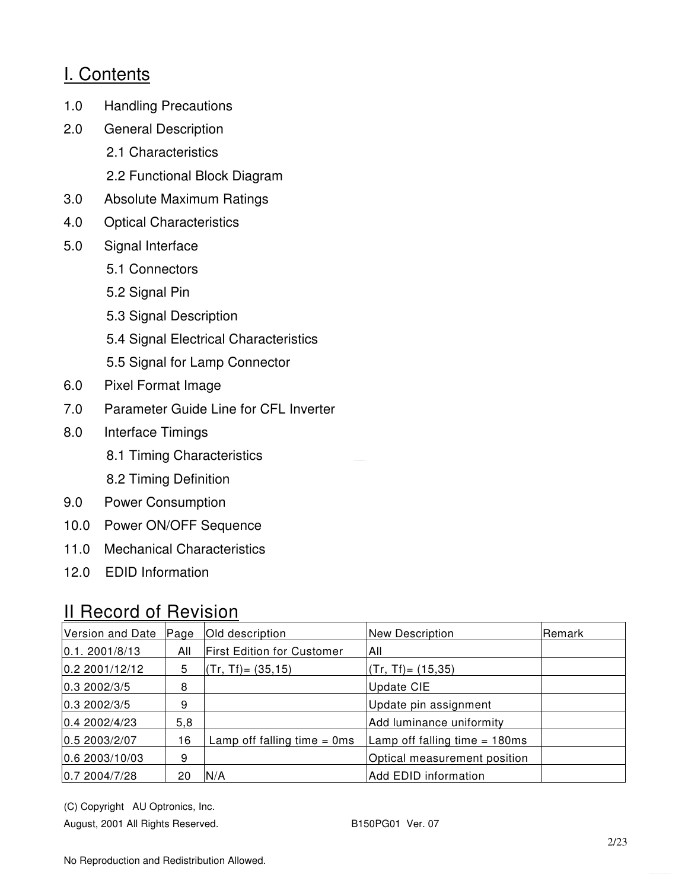# I. Contents

1.0 Handling Precautions

2.0 General Description

- 2.1 Characteristics
- 2.2 Functional Block Diagram

3.0 Absolute Maximum Ratings

4.0 Optical Characteristics

5.0 Signal Interface

- 5.1 Connectors
- 5.2 Signal Pin
- 5.3 Signal Description
- 5.4 Signal Electrical Characteristics
- 5.5 Signal for Lamp Connector

6.0 Pixel Format Image

7.0 Parameter Guide Line for CFL Inverter

8.0 Interface Timings

- 8.1 Timing Characteristics
- 8.2 Timing Definition

9.0 Power Consumption

10.0 Power ON/OFF Sequence

11.0 Mechanical Characteristics

12.0 EDID Information

# II Record of Revision

| Version and Date | Page | Old description | New Description | Remark |
|---|---|---|---|---|
| 0.1. 2001/8/13 | All | First Edition for Customer | All | |
| 0.2 2001/12/12 | 5 | (Tr, Tf)= (35,15) | (Tr, Tf)= (15,35) | |
| 0.3 2002/3/5 | 8 | | Update CIE | |
| 0.3 2002/3/5 | 9 | | Update pin assignment | |
| 0.4 2002/4/23 | 5,8 | | Add luminance uniformity | |
| 0.5 2003/2/07 | 16 | Lamp off falling time = 0ms | Lamp off falling time = 180ms | |
| 0.6 2003/10/03 | 9 | | Optical measurement position | |
| 0.7 2004/7/28 | 20 | N/A | Add EDID information | |

(C) Copyright AU Optronics, Inc.

August, 2001 All Rights Reserved. B150PG01 Ver. 07

No Reproduction and Redistribution Allowed.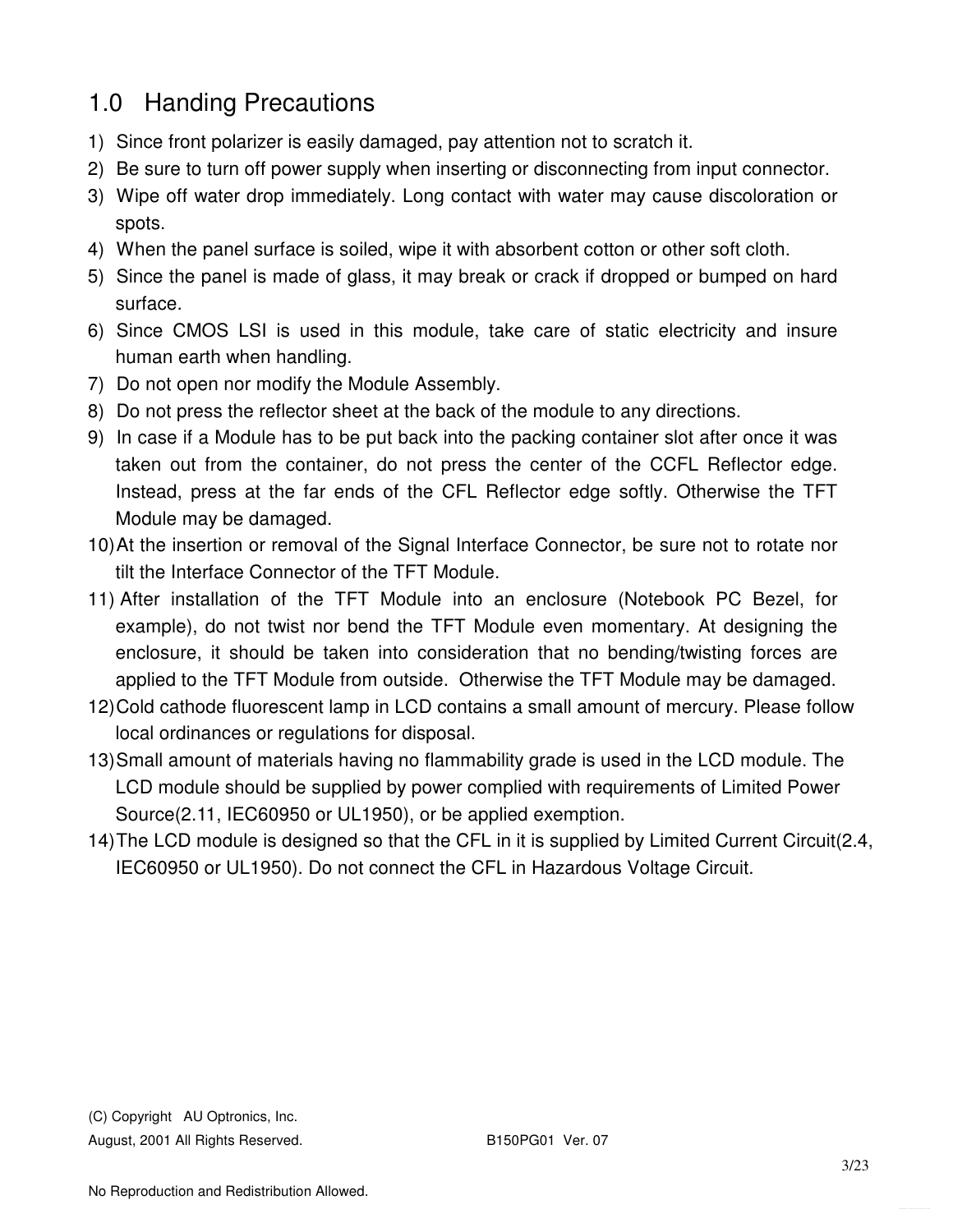# 1.0 Handing Precautions

1) Since front polarizer is easily damaged, pay attention not to scratch it.
2) Be sure to turn off power supply when inserting or disconnecting from input connector.
3) Wipe off water drop immediately. Long contact with water may cause discoloration or spots.
4) When the panel surface is soiled, wipe it with absorbent cotton or other soft cloth.
5) Since the panel is made of glass, it may break or crack if dropped or bumped on hard surface.
6) Since CMOS LSI is used in this module, take care of static electricity and insure human earth when handling.
7) Do not open nor modify the Module Assembly.
8) Do not press the reflector sheet at the back of the module to any directions.
9) In case if a Module has to be put back into the packing container slot after once it was taken out from the container, do not press the center of the CCFL Reflector edge. Instead, press at the far ends of the CFL Reflector edge softly. Otherwise the TFT Module may be damaged.
10) At the insertion or removal of the Signal Interface Connector, be sure not to rotate nor tilt the Interface Connector of the TFT Module.
11) After installation of the TFT Module into an enclosure (Notebook PC Bezel, for example), do not twist nor bend the TFT Module even momentary. At designing the enclosure, it should be taken into consideration that no bending/twisting forces are applied to the TFT Module from outside. Otherwise the TFT Module may be damaged.
12) Cold cathode fluorescent lamp in LCD contains a small amount of mercury. Please follow local ordinances or regulations for disposal.
13) Small amount of materials having no flammability grade is used in the LCD module. The LCD module should be supplied by power complied with requirements of Limited Power Source(2.11, IEC60950 or UL1950), or be applied exemption.
14) The LCD module is designed so that the CFL in it is supplied by Limited Current Circuit(2.4, IEC60950 or UL1950). Do not connect the CFL in Hazardous Voltage Circuit.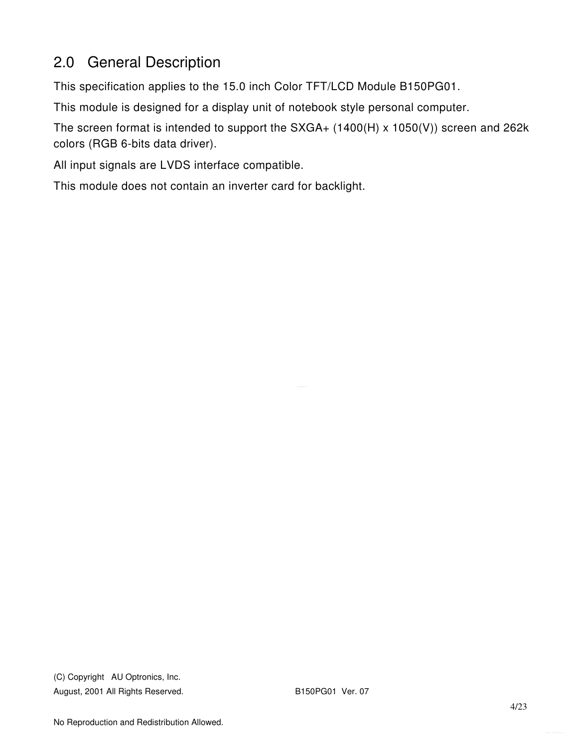## 2.0 General Description

This specification applies to the 15.0 inch Color TFT/LCD Module B150PG01.

This module is designed for a display unit of notebook style personal computer.

The screen format is intended to support the SXGA+ (1400(H) x 1050(V)) screen and 262k colors (RGB 6-bits data driver).

All input signals are LVDS interface compatible.

This module does not contain an inverter card for backlight.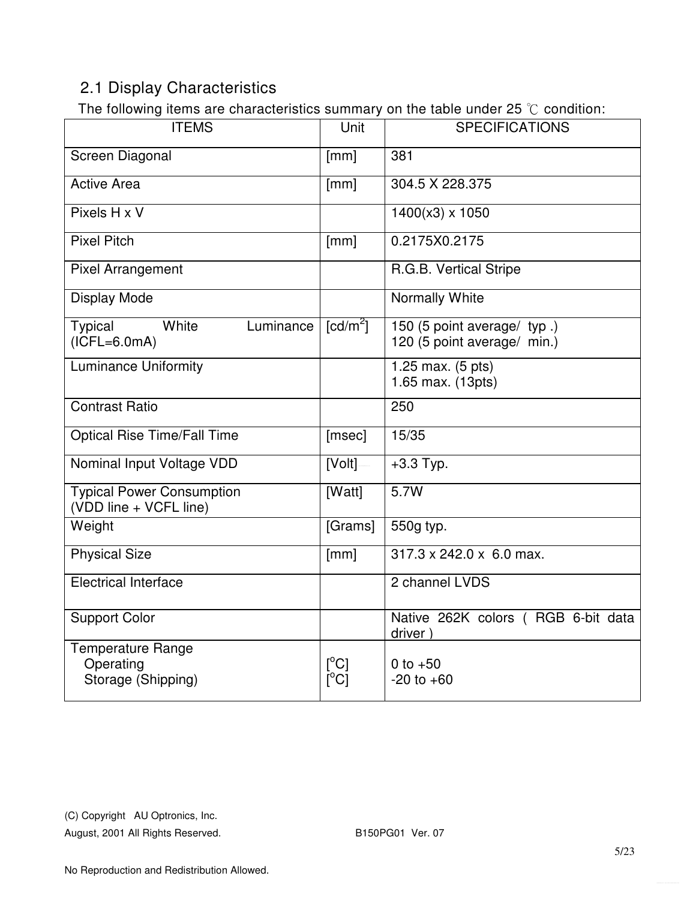## 2.1 Display Characteristics

The following items are characteristics summary on the table under 25 ℃ condition:

| ITEMS | Unit | SPECIFICATIONS |
|---|---|---|
| Screen Diagonal | [mm] | 381 |
| Active Area | [mm] | 304.5 X 228.375 |
| Pixels H x V | | 1400(x3) x 1050 |
| Pixel Pitch | [mm] | 0.2175X0.2175 |
| Pixel Arrangement | | R.G.B. Vertical Stripe |
| Display Mode | | Normally White |
| Typical White Luminance (ICFL=6.0mA) | [cd/m$^2$] | 150 (5 point average/ typ .)<br>120 (5 point average/ min.) |
| Luminance Uniformity | | 1.25 max. (5 pts)<br>1.65 max. (13pts) |
| Contrast Ratio | | 250 |
| Optical Rise Time/Fall Time | [msec] | 15/35 |
| Nominal Input Voltage VDD | [Volt] | +3.3 Typ. |
| Typical Power Consumption (VDD line + VCFL line) | [Watt] | 5.7W |
| Weight | [Grams] | 550g typ. |
| Physical Size | [mm] | 317.3 x 242.0 x 6.0 max. |
| Electrical Interface | | 2 channel LVDS |
| Support Color | | Native 262K colors ( RGB 6-bit data driver ) |
| Temperature Range<br>Operating<br>Storage (Shipping) | <br>[$^o$C]<br>[$^o$C] | <br>0 to +50<br>-20 to +60 |

(C) Copyright AU Optronics, Inc.
August, 2001 All Rights Reserved. B150PG01 Ver. 07

No Reproduction and Redistribution Allowed.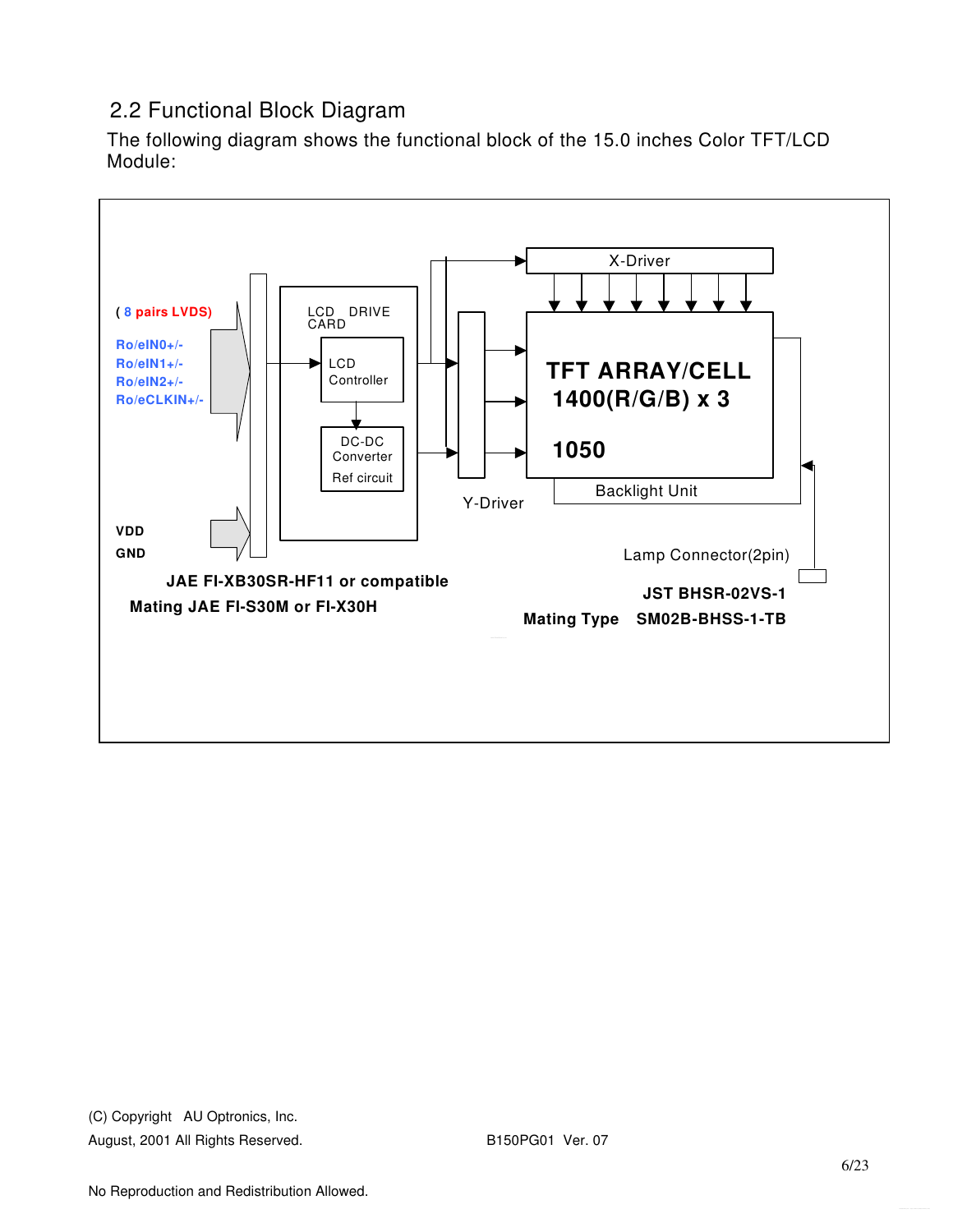## 2.2 Functional Block Diagram

The following diagram shows the functional block of the 15.0 inches Color TFT/LCD Module:

( 8 pairs LVDS)

Ro/eIN0+/-
Ro/eIN1+/-
Ro/eIN2+/-
Ro/eCLKIN+/-

VDD
GND

LCD DRIVE CARD

LCD Controller

DC-DC Converter
Ref circuit

X-Driver

Y-Driver

TFT ARRAY/CELL
1400(R/G/B) x 3
1050

Backlight Unit

Lamp Connector(2pin)

JAE FI-XB30SR-HF11 or compatible
Mating JAE FI-S30M or FI-X30H

JST BHSR-02VS-1
Mating Type SM02B-BHSS-1-TB

(C) Copyright AU Optronics, Inc.
August, 2001 All Rights Reserved.
B150PG01 Ver. 07

No Reproduction and Redistribution Allowed.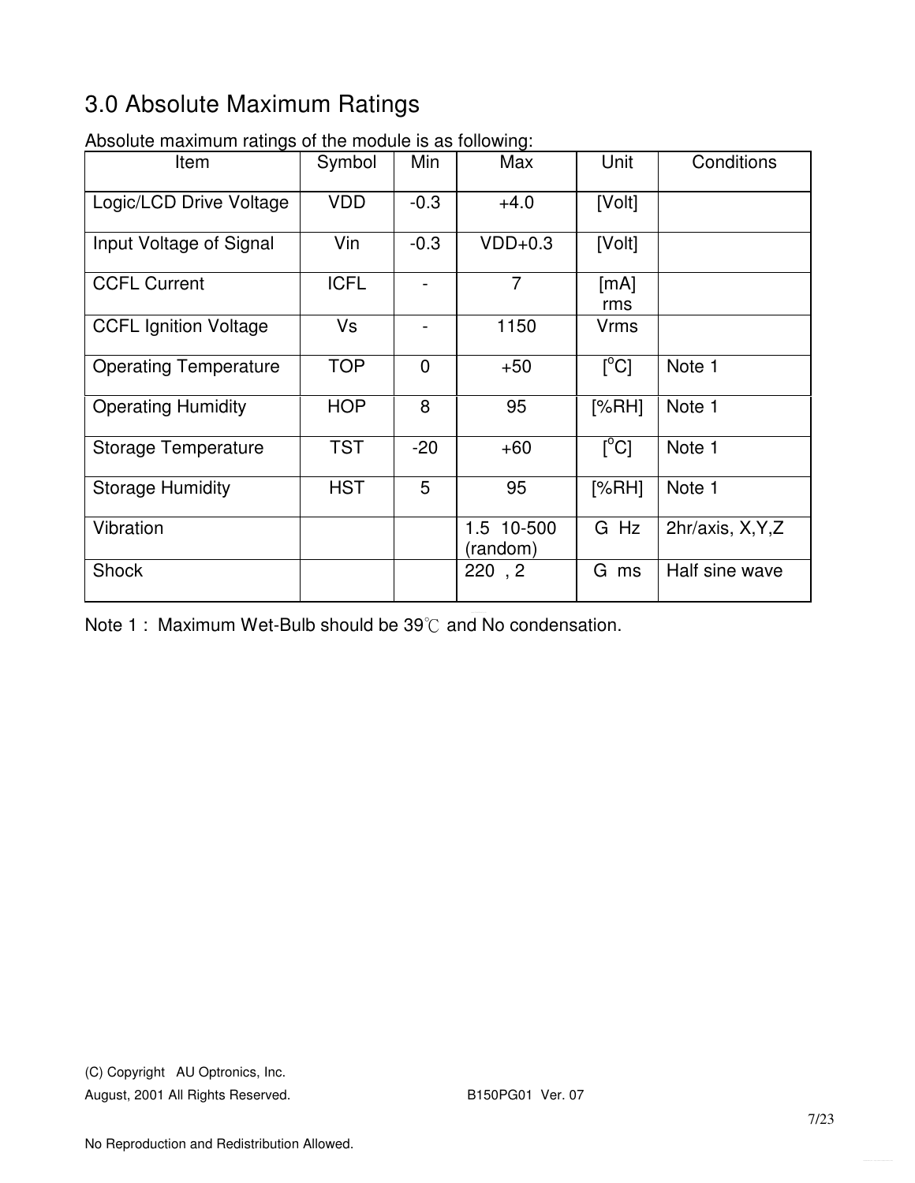# 3.0 Absolute Maximum Ratings

Absolute maximum ratings of the module is as following:

| Item | Symbol | Min | Max | Unit | Conditions |
|---|---|---|---|---|---|
| Logic/LCD Drive Voltage | VDD | -0.3 | +4.0 | [Volt] | |
| Input Voltage of Signal | Vin | -0.3 | VDD+0.3 | [Volt] | |
| CCFL Current | ICFL | - | 7 | [mA] rms | |
| CCFL Ignition Voltage | Vs | - | 1150 | Vrms | |
| Operating Temperature | TOP | 0 | +50 | [$^o$C] | Note 1 |
| Operating Humidity | HOP | 8 | 95 | [%RH] | Note 1 |
| Storage Temperature | TST | -20 | +60 | [$^o$C] | Note 1 |
| Storage Humidity | HST | 5 | 95 | [%RH] | Note 1 |
| Vibration | | | 1.5 10-500 (random) | G Hz | 2hr/axis, X,Y,Z |
| Shock | | | 220 , 2 | G ms | Half sine wave |

Note 1 : Maximum Wet-Bulb should be 39℃ and No condensation.

(C) Copyright AU Optronics, Inc.
August, 2001 All Rights Reserved. B150PG01 Ver. 07

No Reproduction and Redistribution Allowed.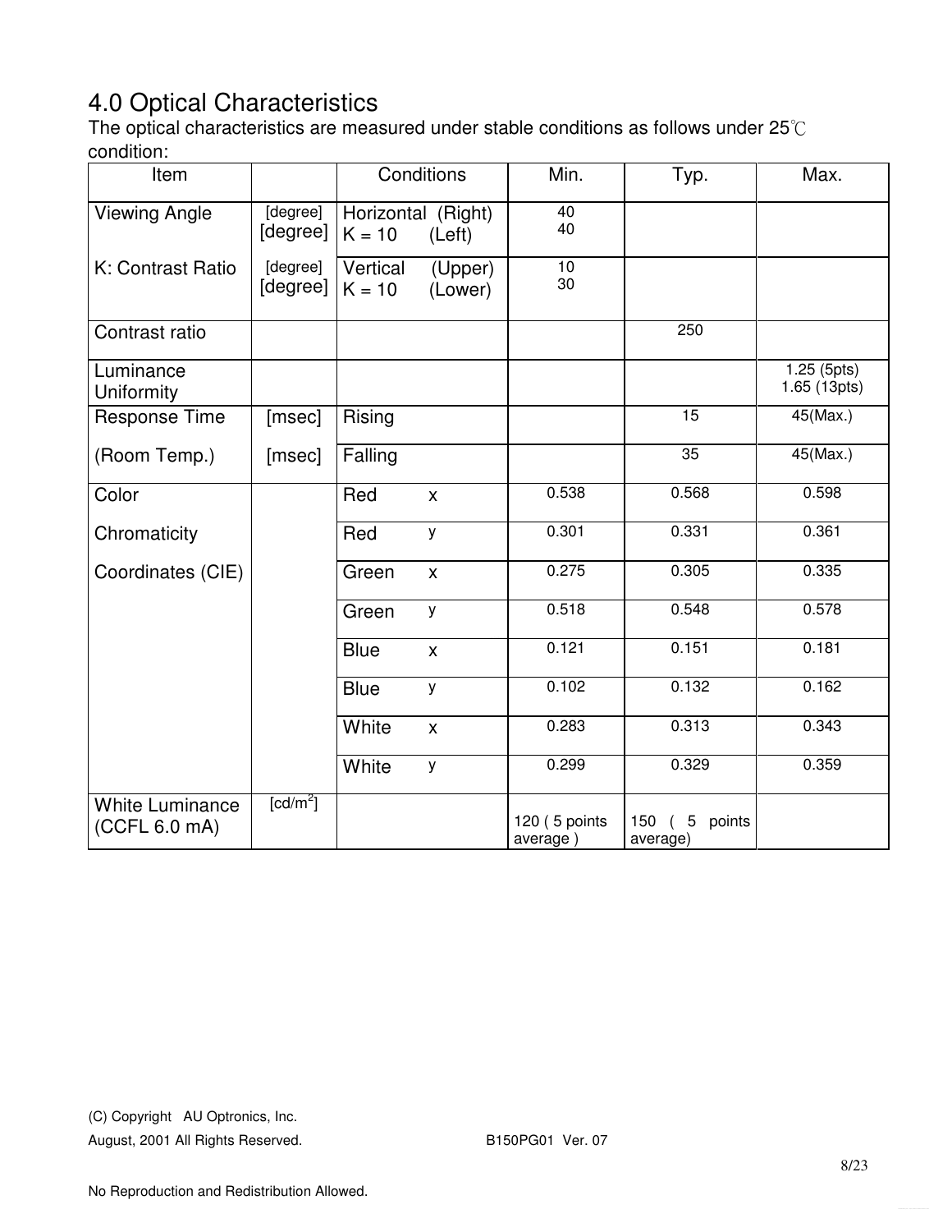## 4.0 Optical Characteristics

The optical characteristics are measured under stable conditions as follows under 25℃ condition:

| Item | | Conditions | Min. | Typ. | Max. |
|---|---|---|---|---|---|
| Viewing Angle | [degree] [degree] | Horizontal (Right) K = 10 (Left) | 40 40 | | |
| K: Contrast Ratio | [degree] [degree] | Vertical (Upper) K = 10 (Lower) | 10 30 | | |
| Contrast ratio | | | | 250 | |
| Luminance Uniformity | | | | | 1.25 (5pts) 1.65 (13pts) |
| Response Time | [msec] | Rising | | 15 | 45(Max.) |
| (Room Temp.) | [msec] | Falling | | 35 | 45(Max.) |
| Color | | Red x | 0.538 | 0.568 | 0.598 |
| Chromaticity | | Red y | 0.301 | 0.331 | 0.361 |
| Coordinates (CIE) | | Green x | 0.275 | 0.305 | 0.335 |
| | | Green y | 0.518 | 0.548 | 0.578 |
| | | Blue x | 0.121 | 0.151 | 0.181 |
| | | Blue y | 0.102 | 0.132 | 0.162 |
| | | White x | 0.283 | 0.313 | 0.343 |
| | | White y | 0.299 | 0.329 | 0.359 |
| White Luminance (CCFL 6.0 mA) | [cd/m$^2$] | | 120 ( 5 points average ) | 150 ( 5 points average) | |

(C) Copyright AU Optronics, Inc.
August, 2001 All Rights Reserved. B150PG01 Ver. 07

No Reproduction and Redistribution Allowed.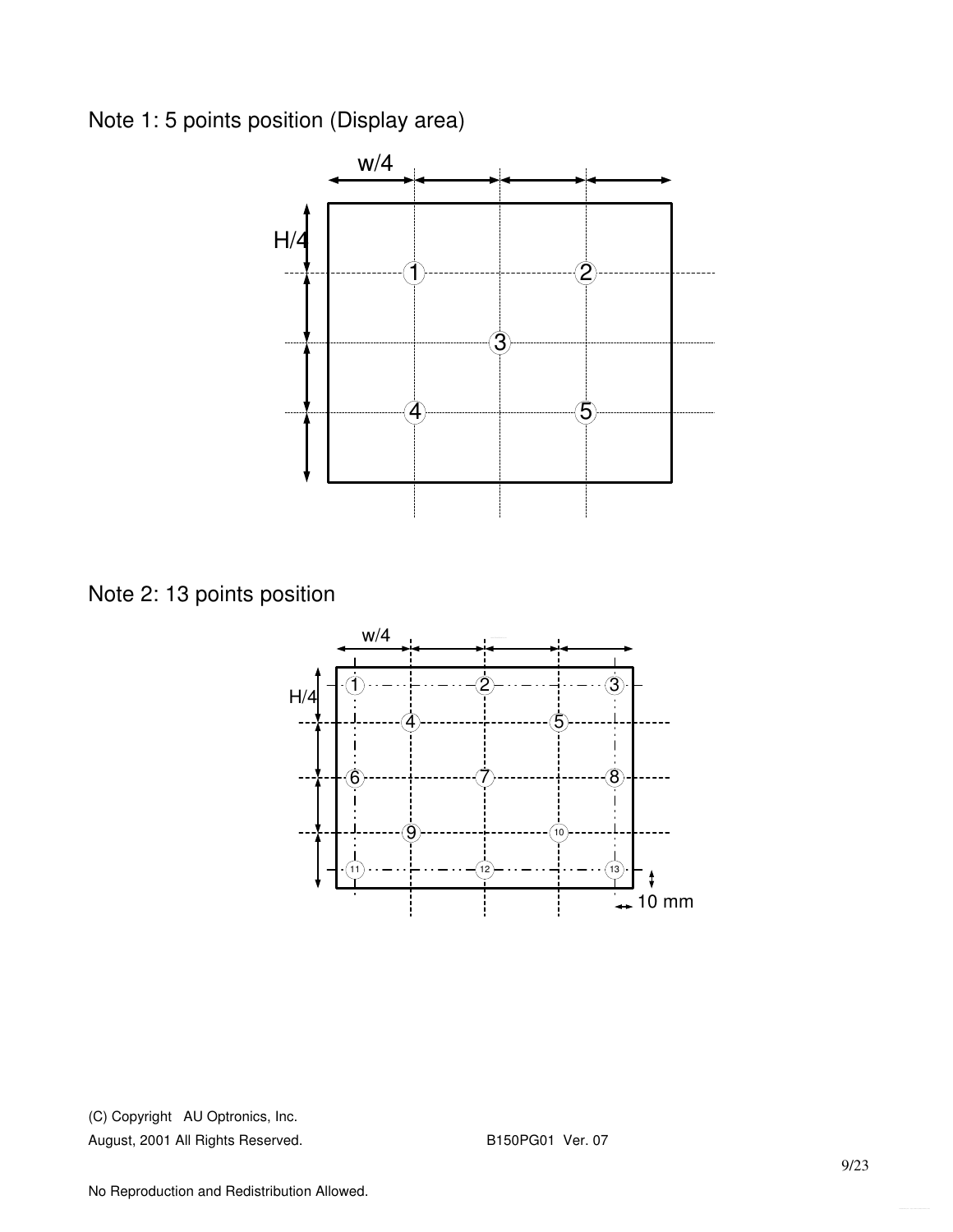Note 1: 5 points position (Display area)

w/4

H/4

1 2

3

4 5

Note 2: 13 points position

w/4

H/4

1 2 3

4 5

6 7 8

9 10

11 12 13

10 mm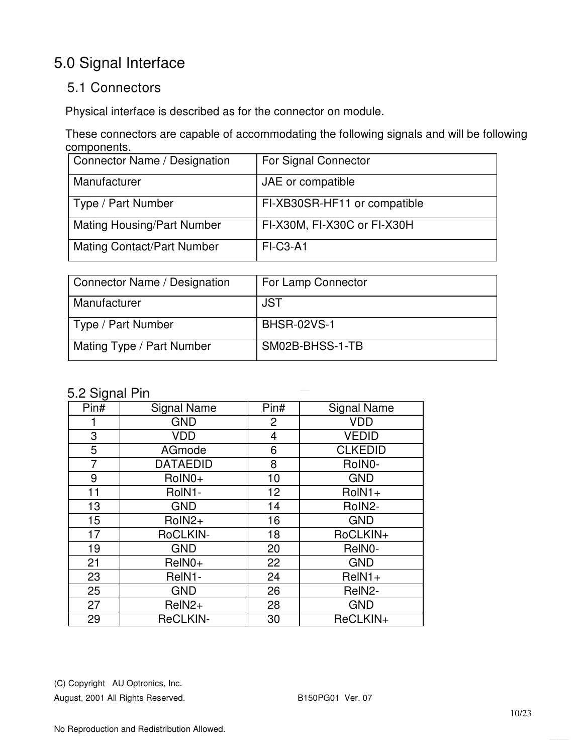# 5.0 Signal Interface

## 5.1 Connectors

Physical interface is described as for the connector on module.

These connectors are capable of accommodating the following signals and will be following components.

| Connector Name / Designation | For Signal Connector |
|---|---|
| Manufacturer | JAE or compatible |
| Type / Part Number | FI-XB30SR-HF11 or compatible |
| Mating Housing/Part Number | FI-X30M, FI-X30C or FI-X30H |
| Mating Contact/Part Number | FI-C3-A1 |

| Connector Name / Designation | For Lamp Connector |
|---|---|
| Manufacturer | JST |
| Type / Part Number | BHSR-02VS-1 |
| Mating Type / Part Number | SM02B-BHSS-1-TB |

## 5.2 Signal Pin

| Pin# | Signal Name | Pin# | Signal Name |
|---|---|---|---|
| 1 | GND | 2 | VDD |
| 3 | VDD | 4 | VEDID |
| 5 | AGmode | 6 | CLKEDID |
| 7 | DATAEDID | 8 | RoIN0- |
| 9 | RoIN0+ | 10 | GND |
| 11 | RoIN1- | 12 | RoIN1+ |
| 13 | GND | 14 | RoIN2- |
| 15 | RoIN2+ | 16 | GND |
| 17 | RoCLKIN- | 18 | RoCLKIN+ |
| 19 | GND | 20 | ReIN0- |
| 21 | ReIN0+ | 22 | GND |
| 23 | ReIN1- | 24 | ReIN1+ |
| 25 | GND | 26 | ReIN2- |
| 27 | ReIN2+ | 28 | GND |
| 29 | ReCLKIN- | 30 | ReCLKIN+ |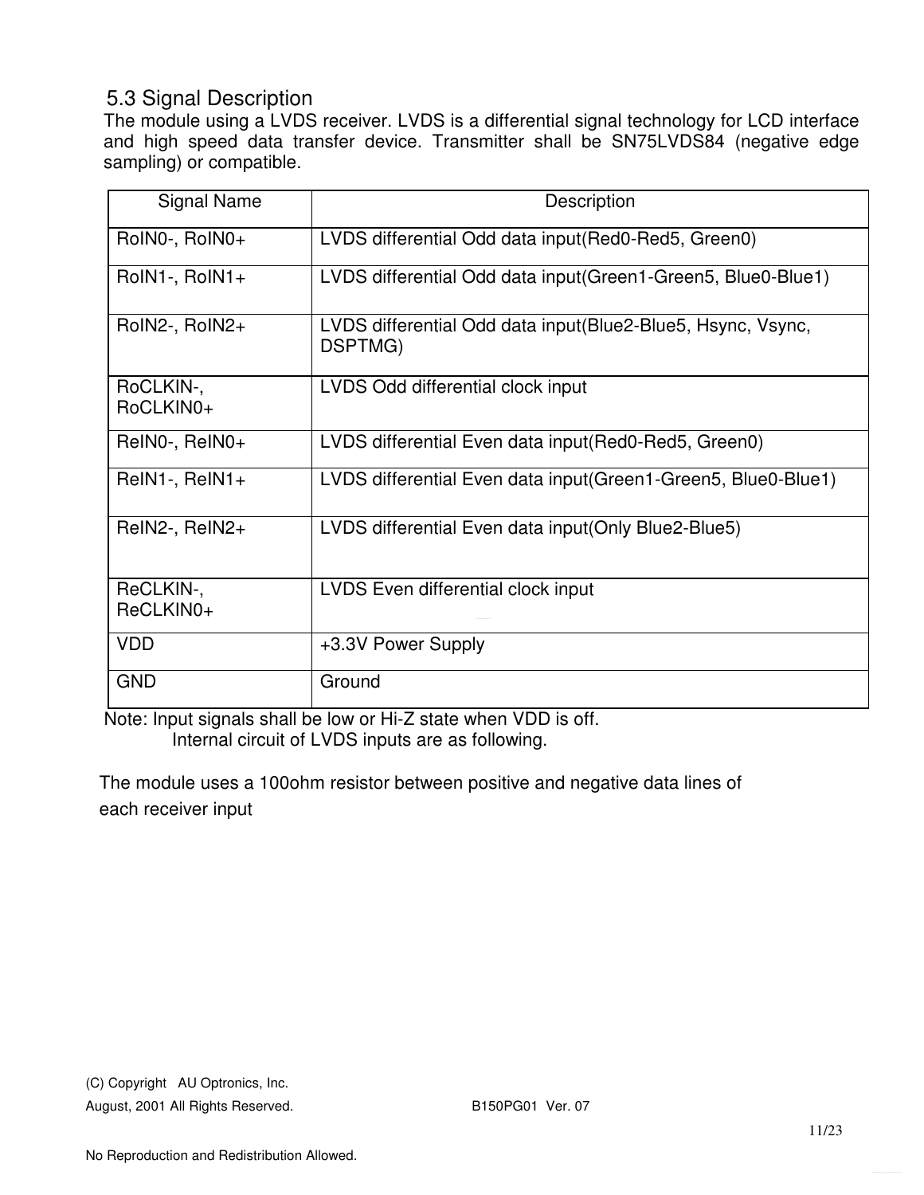## 5.3 Signal Description

The module using a LVDS receiver. LVDS is a differential signal technology for LCD interface and high speed data transfer device. Transmitter shall be SN75LVDS84 (negative edge sampling) or compatible.

| Signal Name | Description |
|---|---|
| RoIN0-, RoIN0+ | LVDS differential Odd data input(Red0-Red5, Green0) |
| RoIN1-, RoIN1+ | LVDS differential Odd data input(Green1-Green5, Blue0-Blue1) |
| RoIN2-, RoIN2+ | LVDS differential Odd data input(Blue2-Blue5, Hsync, Vsync, DSPTMG) |
| RoCLKIN-, RoCLKIN0+ | LVDS Odd differential clock input |
| ReIN0-, ReIN0+ | LVDS differential Even data input(Red0-Red5, Green0) |
| ReIN1-, ReIN1+ | LVDS differential Even data input(Green1-Green5, Blue0-Blue1) |
| ReIN2-, ReIN2+ | LVDS differential Even data input(Only Blue2-Blue5) |
| ReCLKIN-, ReCLKIN0+ | LVDS Even differential clock input |
| VDD | +3.3V Power Supply |
| GND | Ground |

Note: Input signals shall be low or Hi-Z state when VDD is off.
Internal circuit of LVDS inputs are as following.

The module uses a 100ohm resistor between positive and negative data lines of each receiver input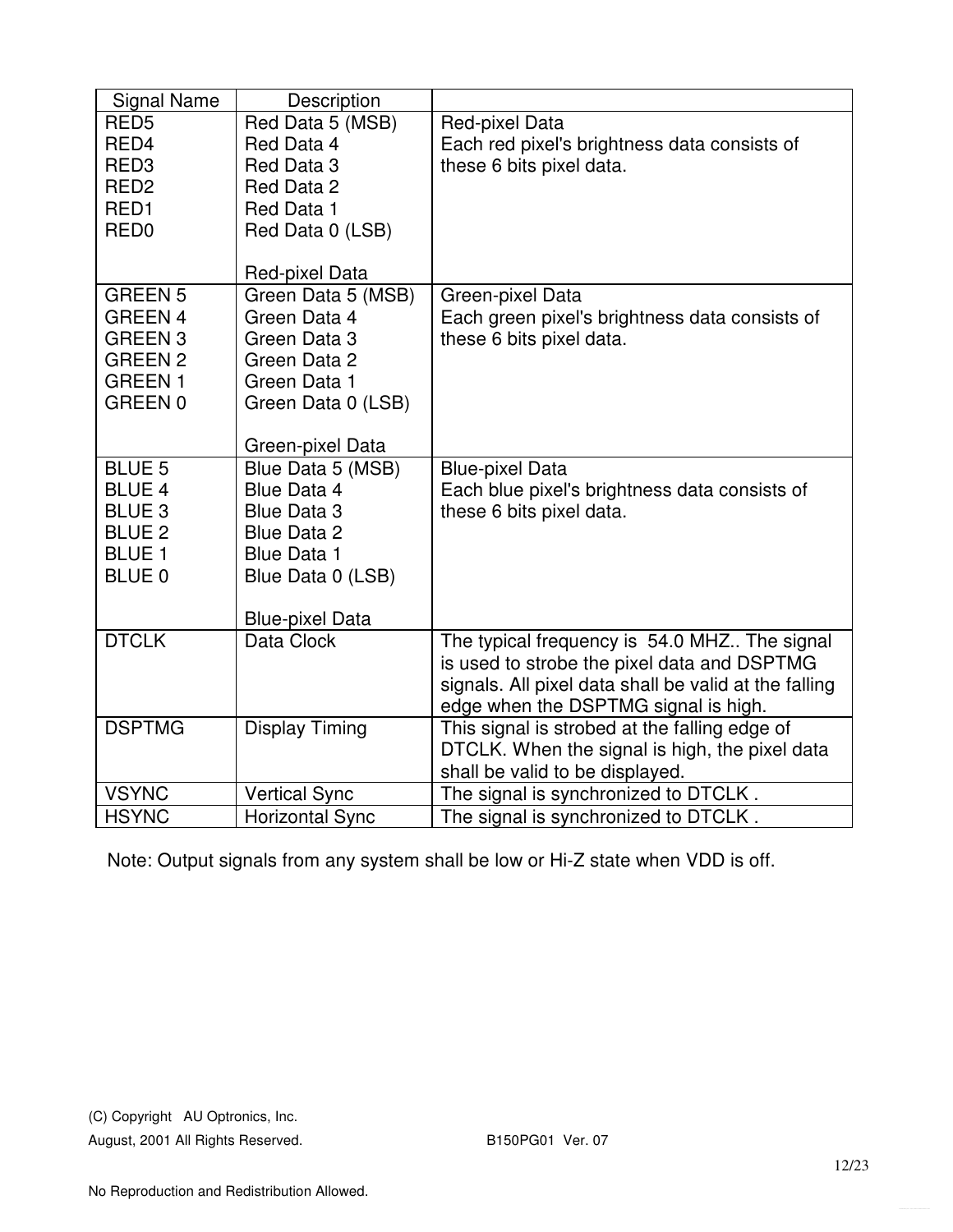| Signal Name | Description | |
|---|---|---|
| RED5<br>RED4<br>RED3<br>RED2<br>RED1<br>RED0 | Red Data 5 (MSB)<br>Red Data 4<br>Red Data 3<br>Red Data 2<br>Red Data 1<br>Red Data 0 (LSB)<br><br>Red-pixel Data | Red-pixel Data<br>Each red pixel's brightness data consists of these 6 bits pixel data. |
| GREEN 5<br>GREEN 4<br>GREEN 3<br>GREEN 2<br>GREEN 1<br>GREEN 0 | Green Data 5 (MSB)<br>Green Data 4<br>Green Data 3<br>Green Data 2<br>Green Data 1<br>Green Data 0 (LSB)<br><br>Green-pixel Data | Green-pixel Data<br>Each green pixel's brightness data consists of these 6 bits pixel data. |
| BLUE 5<br>BLUE 4<br>BLUE 3<br>BLUE 2<br>BLUE 1<br>BLUE 0 | Blue Data 5 (MSB)<br>Blue Data 4<br>Blue Data 3<br>Blue Data 2<br>Blue Data 1<br>Blue Data 0 (LSB)<br><br>Blue-pixel Data | Blue-pixel Data<br>Each blue pixel's brightness data consists of these 6 bits pixel data. |
| DTCLK | Data Clock | The typical frequency is 54.0 MHZ.. The signal is used to strobe the pixel data and DSPTMG signals. All pixel data shall be valid at the falling edge when the DSPTMG signal is high. |
| DSPTMG | Display Timing | This signal is strobed at the falling edge of DTCLK. When the signal is high, the pixel data shall be valid to be displayed. |
| VSYNC | Vertical Sync | The signal is synchronized to DTCLK . |
| HSYNC | Horizontal Sync | The signal is synchronized to DTCLK . |

Note: Output signals from any system shall be low or Hi-Z state when VDD is off.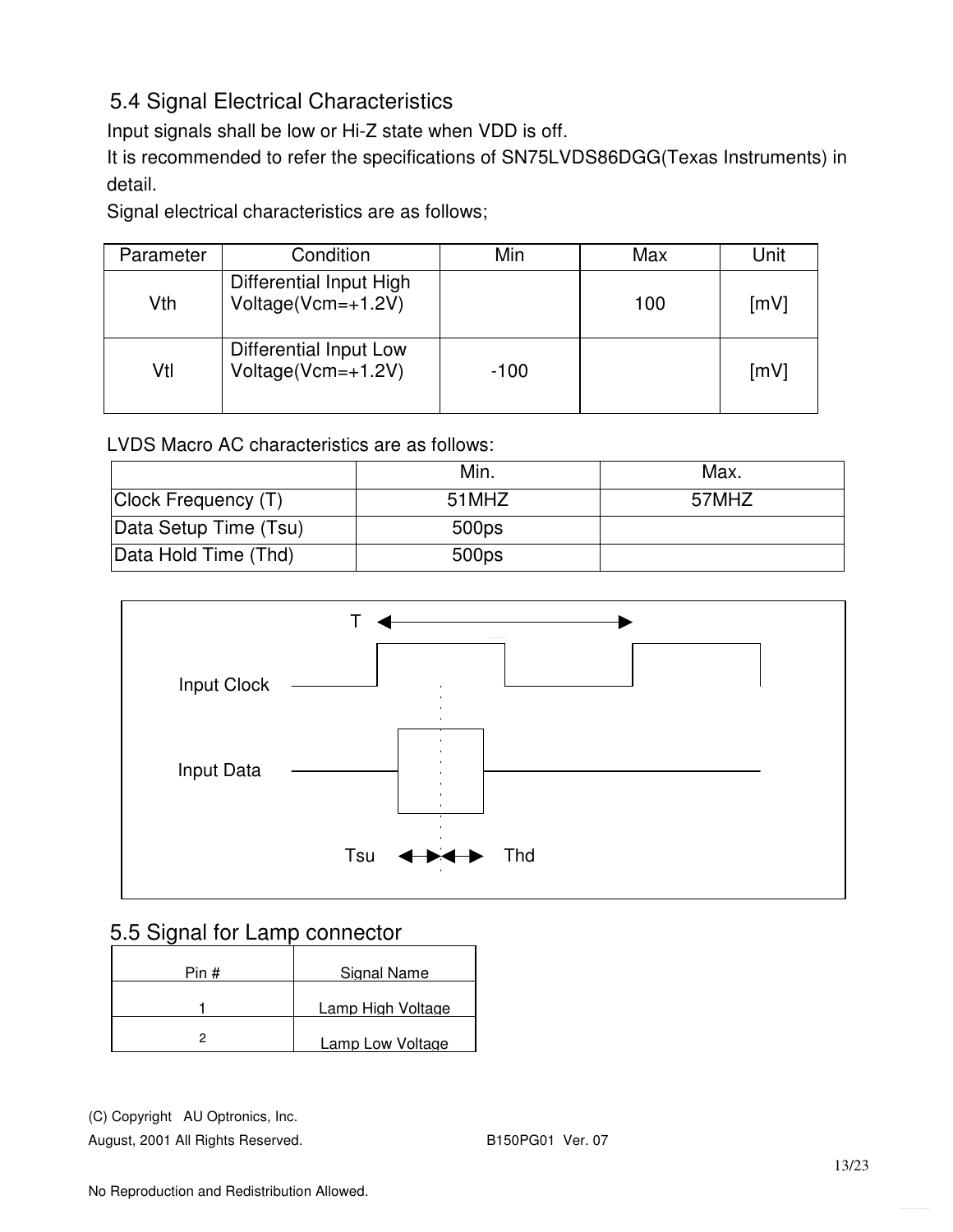## 5.4 Signal Electrical Characteristics

Input signals shall be low or Hi-Z state when VDD is off.

It is recommended to refer the specifications of SN75LVDS86DGG(Texas Instruments) in detail.

Signal electrical characteristics are as follows;

| Parameter | Condition | Min | Max | Unit |
|---|---|---|---|---|
| Vth | Differential Input High Voltage(Vcm=+1.2V) | | 100 | [mV] |
| Vtl | Differential Input Low Voltage(Vcm=+1.2V) | -100 | | [mV] |

LVDS Macro AC characteristics are as follows:

| | Min. | Max. |
|---|---|---|
| Clock Frequency (T) | 51MHZ | 57MHZ |
| Data Setup Time (Tsu) | 500ps | |
| Data Hold Time (Thd) | 500ps | |

T

Input Clock

Input Data

Tsu

Thd

## 5.5 Signal for Lamp connector

| Pin # | Signal Name |
|---|---|
| 1 | Lamp High Voltage |
| 2 | Lamp Low Voltage |

(C) Copyright AU Optronics, Inc.
August, 2001 All Rights Reserved. B150PG01 Ver. 07

No Reproduction and Redistribution Allowed.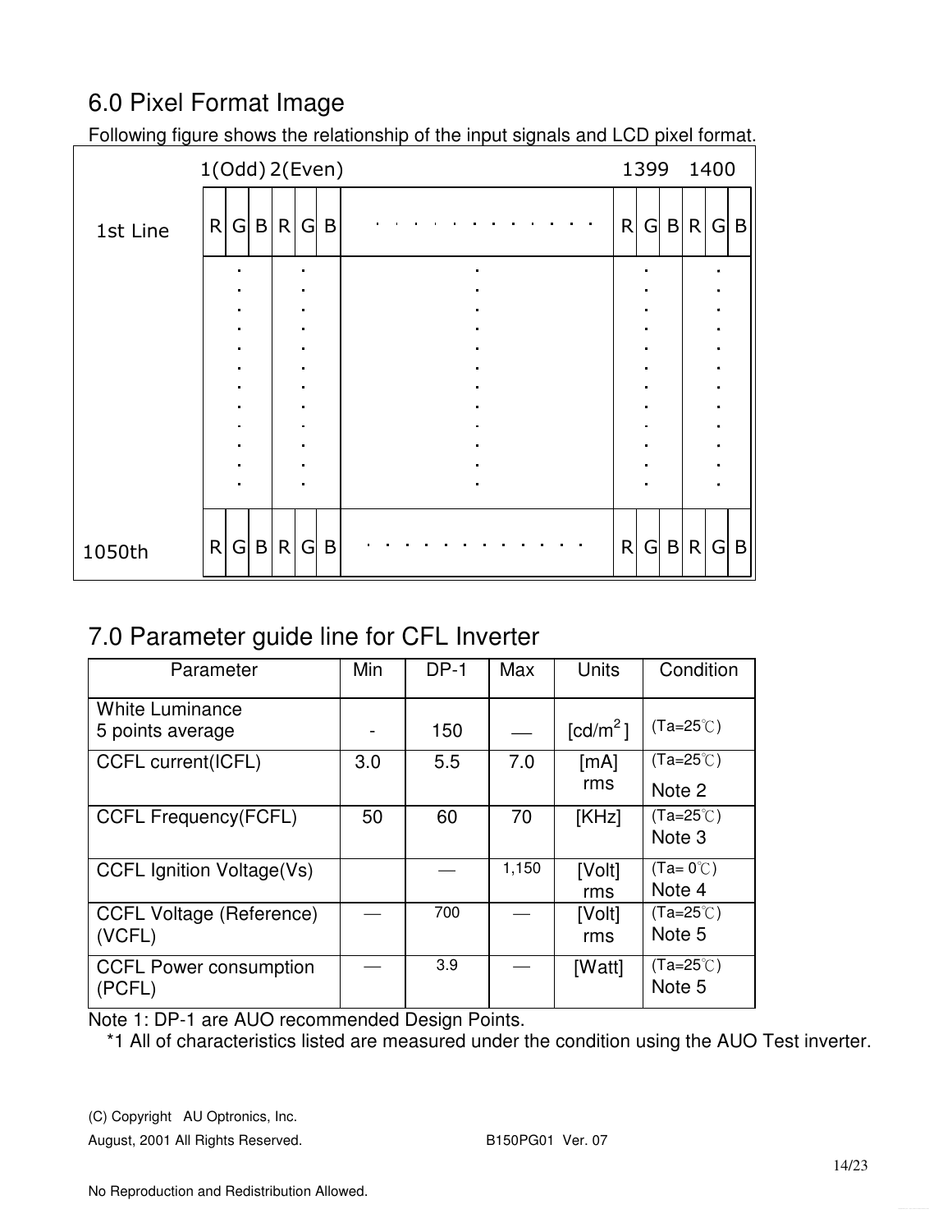## 6.0 Pixel Format Image

Following figure shows the relationship of the input signals and LCD pixel format.

| | 1(Odd) | 2(Even) | | 1399 | 1400 |
|---|---|---|---|---|---|
| 1st Line | R G B | R G B | . . . . . . . . . . . . | R G B | R G B |
| | . | . | . | . | . |
| 1050th | R G B | R G B | . . . . . . . . . . . . | R G B | R G B |

## 7.0 Parameter guide line for CFL Inverter

| Parameter | Min | DP-1 | Max | Units | Condition |
|---|---|---|---|---|---|
| White Luminance<br>5 points average | - | 150 | — | [cd/m$^2$] | (Ta=25℃) |
| CCFL current(ICFL) | 3.0 | 5.5 | 7.0 | [mA] rms | (Ta=25℃)<br>Note 2 |
| CCFL Frequency(FCFL) | 50 | 60 | 70 | [KHz] | (Ta=25℃)<br>Note 3 |
| CCFL Ignition Voltage(Vs) | | — | 1,150 | [Volt] rms | (Ta= 0℃)<br>Note 4 |
| CCFL Voltage (Reference) (VCFL) | — | 700 | — | [Volt] rms | (Ta=25℃)<br>Note 5 |
| CCFL Power consumption (PCFL) | — | 3.9 | — | [Watt] | (Ta=25℃)<br>Note 5 |

Note 1: DP-1 are AUO recommended Design Points.

*1 All of characteristics listed are measured under the condition using the AUO Test inverter.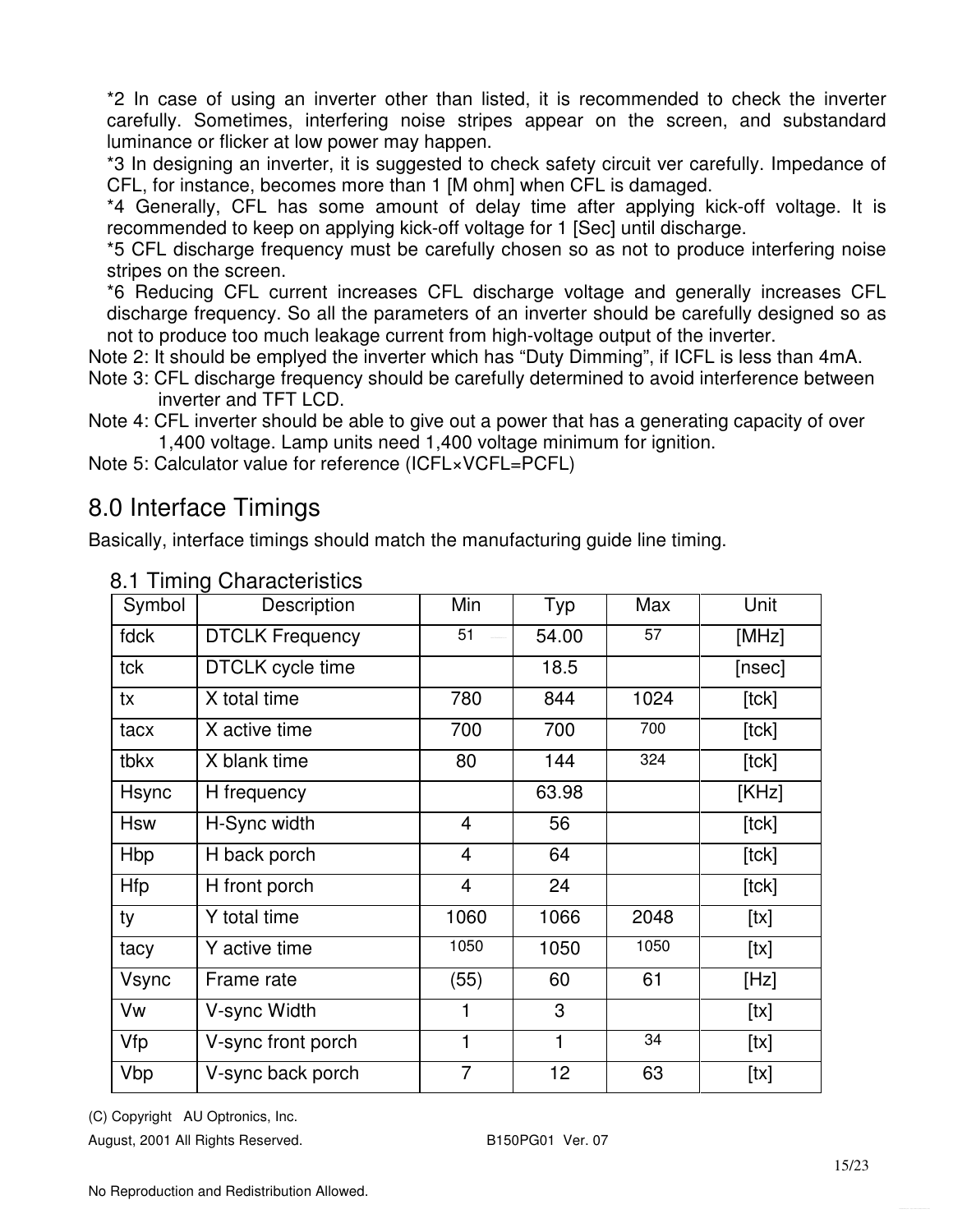*2 In case of using an inverter other than listed, it is recommended to check the inverter carefully. Sometimes, interfering noise stripes appear on the screen, and substandard luminance or flicker at low power may happen.

*3 In designing an inverter, it is suggested to check safety circuit ver carefully. Impedance of CFL, for instance, becomes more than 1 [M ohm] when CFL is damaged.

*4 Generally, CFL has some amount of delay time after applying kick-off voltage. It is recommended to keep on applying kick-off voltage for 1 [Sec] until discharge.

*5 CFL discharge frequency must be carefully chosen so as not to produce interfering noise stripes on the screen.

*6 Reducing CFL current increases CFL discharge voltage and generally increases CFL discharge frequency. So all the parameters of an inverter should be carefully designed so as not to produce too much leakage current from high-voltage output of the inverter.

Note 2: It should be emplyed the inverter which has "Duty Dimming", if ICFL is less than 4mA.

Note 3: CFL discharge frequency should be carefully determined to avoid interference between inverter and TFT LCD.

Note 4: CFL inverter should be able to give out a power that has a generating capacity of over 1,400 voltage. Lamp units need 1,400 voltage minimum for ignition.

Note 5: Calculator value for reference (ICFL×VCFL=PCFL)

# 8.0 Interface Timings

Basically, interface timings should match the manufacturing guide line timing.

## 8.1 Timing Characteristics

| Symbol | Description | Min | Typ | Max | Unit |
|---|---|---|---|---|---|
| fdck | DTCLK Frequency | 51 | 54.00 | 57 | [MHz] |
| tck | DTCLK cycle time | | 18.5 | | [nsec] |
| tx | X total time | 780 | 844 | 1024 | [tck] |
| tacx | X active time | 700 | 700 | 700 | [tck] |
| tbkx | X blank time | 80 | 144 | 324 | [tck] |
| Hsync | H frequency | | 63.98 | | [KHz] |
| Hsw | H-Sync width | 4 | 56 | | [tck] |
| Hbp | H back porch | 4 | 64 | | [tck] |
| Hfp | H front porch | 4 | 24 | | [tck] |
| ty | Y total time | 1060 | 1066 | 2048 | [tx] |
| tacy | Y active time | 1050 | 1050 | 1050 | [tx] |
| Vsync | Frame rate | (55) | 60 | 61 | [Hz] |
| Vw | V-sync Width | 1 | 3 | | [tx] |
| Vfp | V-sync front porch | 1 | 1 | 34 | [tx] |
| Vbp | V-sync back porch | 7 | 12 | 63 | [tx] |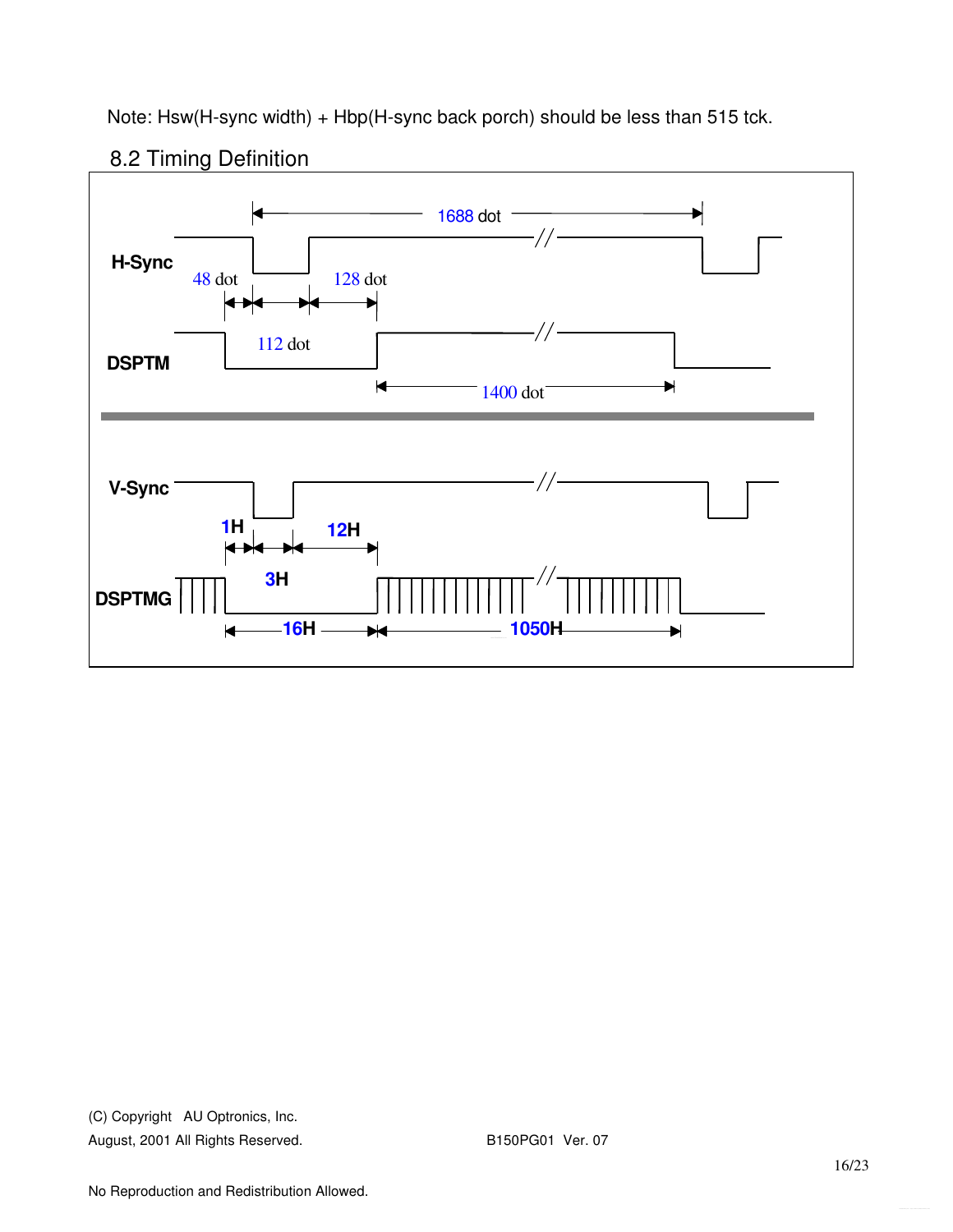Note: Hsw(H-sync width) + Hbp(H-sync back porch) should be less than 515 tck.

## 8.2 Timing Definition

1688 dot

H-Sync

48 dot

128 dot

112 dot

DSPTM

1400 dot

V-Sync

1H

12H

3H

DSPTMG

16H

1050H

(C) Copyright AU Optronics, Inc.
August, 2001 All Rights Reserved. B150PG01 Ver. 07

No Reproduction and Redistribution Allowed.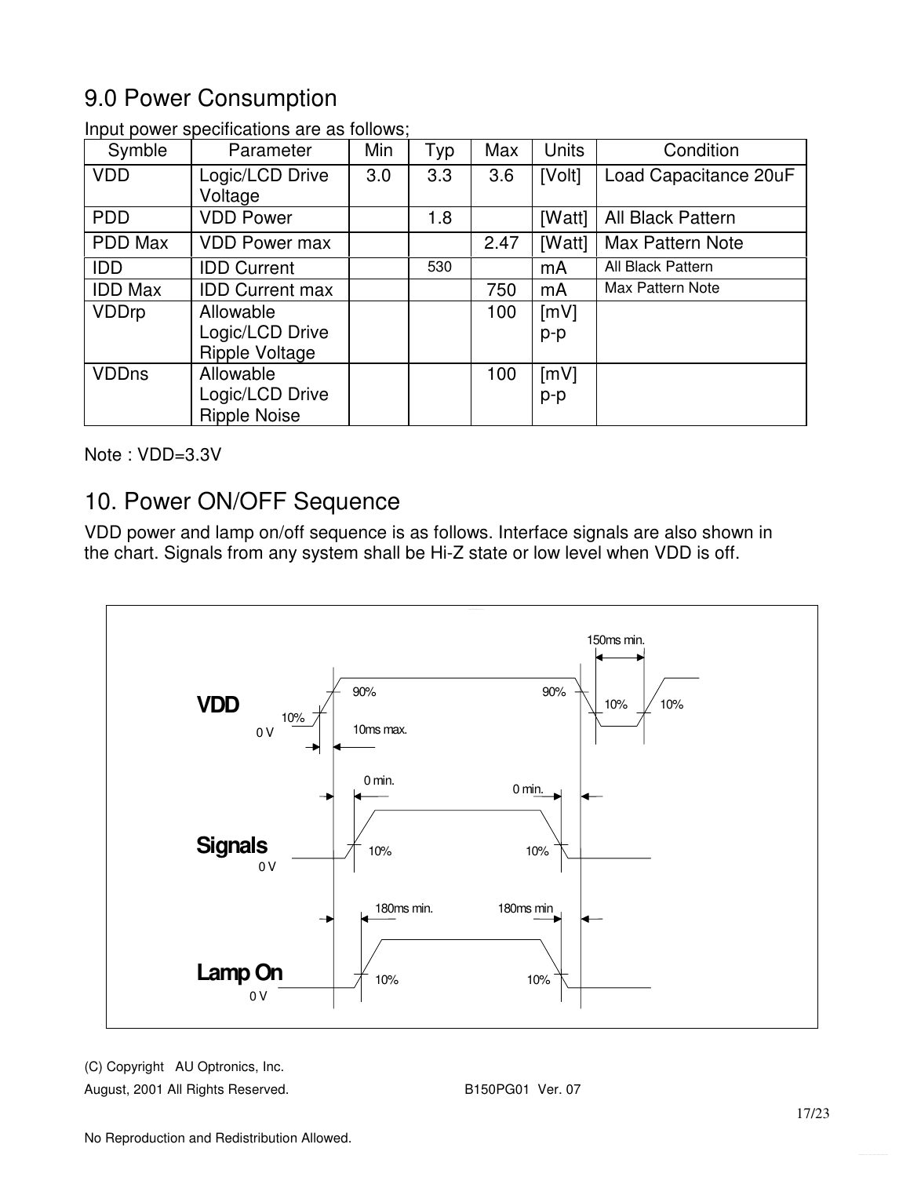## 9.0 Power Consumption

Input power specifications are as follows;

| Symble | Parameter | Min | Typ | Max | Units | Condition |
|---|---|---|---|---|---|---|
| VDD | Logic/LCD Drive Voltage | 3.0 | 3.3 | 3.6 | [Volt] | Load Capacitance 20uF |
| PDD | VDD Power | | 1.8 | | [Watt] | All Black Pattern |
| PDD Max | VDD Power max | | | 2.47 | [Watt] | Max Pattern Note |
| IDD | IDD Current | | 530 | | mA | All Black Pattern |
| IDD Max | IDD Current max | | | 750 | mA | Max Pattern Note |
| VDDrp | Allowable Logic/LCD Drive Ripple Voltage | | | 100 | [mV] p-p | |
| VDDns | Allowable Logic/LCD Drive Ripple Noise | | | 100 | [mV] p-p | |

Note : VDD=3.3V

## 10. Power ON/OFF Sequence

VDD power and lamp on/off sequence is as follows. Interface signals are also shown in the chart. Signals from any system shall be Hi-Z state or low level when VDD is off.

150ms min.
VDD
0 V
10%
90%
10ms max.
90%
10%
10%
0 min.
0 min.
Signals
0 V
10%
10%
180ms min.
180ms min
Lamp On
0 V
10%
10%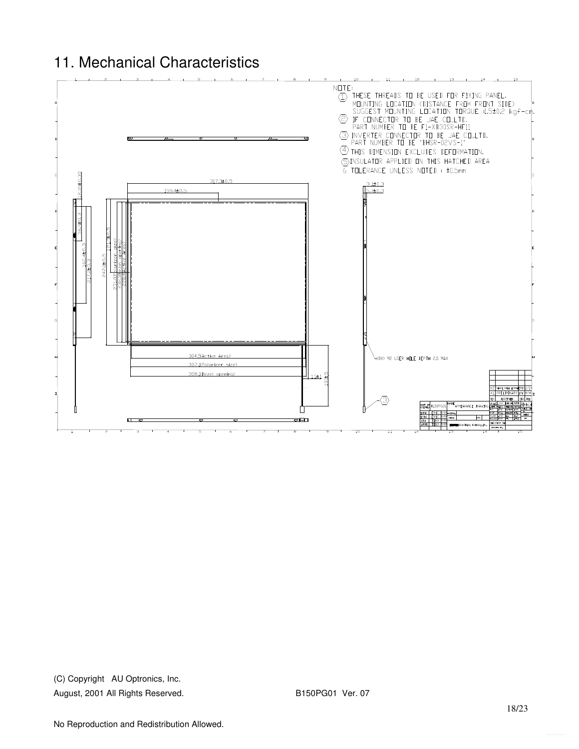# 11. Mechanical Characteristics

NOTE:

1. THESE THREADS TO BE USED FOR FIXING PANEL. MOUNTING LOCATION (DISTANCE FROM FRONT SIDE) SUGGEST MOUNTING LOCATION TORQUE :1.5±0.2 kgf-cm.
2. IF CONNECTOR TO BE JAE CO.,LTD. PART NUMBER TO BE FI-XB30SR-HF11
3. INVERTER CONNECTOR TO BE JAE CO.,LTD. PART NUMBER TO BE "BHSR-02VS-1"
4. THIS DIMENSION EXCLUDES DEFORMATION.
5. INSULATOR APPLIED ON THIS HATCHED AREA
6. TOLERANCE UNLESS NOTED : ±0.5mm

317.2±0.5

159.4±0.5

3.1±0.3

5.7±0.3

12.5±0.30

56.4±0.3

169.4±0.3

217.4±0.3

242.0±0.5

(217±0.5)

231.0(Polarizer size)

232.0(Bezel opening)

228.1(Active Area)

304.5(Active Area)

307.1(Polarizer size)

308.3(Bezel opening)

11±1

102±5

(8X) M2 USER HOLE DEPTH 2.5 MAX

B150PG01

APPEARANCE DRAWING

PRELIMINARY

(C) Copyright AU Optronics, Inc.

August, 2001 All Rights Reserved.

B150PG01 Ver. 07

No Reproduction and Redistribution Allowed.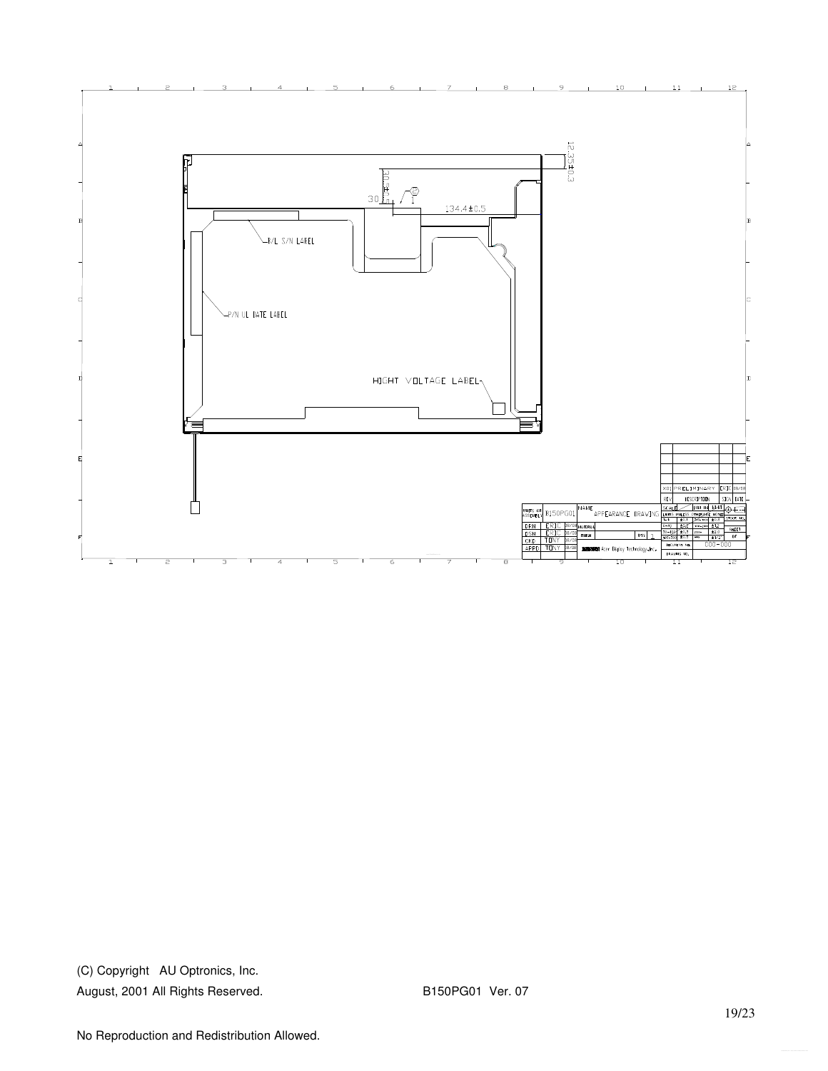12.35±0.3

30.5±0.5

30

134.4±0.5

B/L S/N LABEL

P/N UL DATE LABEL

HIGHT VOLTAGE LABEL

| | | | |
|---|---|---|---|
| X01 | PRELIMINARY | ERIC | |
| REV | DESCRIPTION | SIGN | DATE |

| | | | |
|---|---|---|---|
| UNITS OF ASSEMBLY | B150PG01 | NAME | APPEARANCE DRAWING |
| DRN | ERIC | MATERIAL | |
| DSN | ERIC | | |
| CKD | TONY | FINISH | QTY 1 |
| APPD | TONY | Acer Display Technology, Inc. | |

C00-000

(C) Copyright AU Optronics, Inc.
August, 2001 All Rights Reserved. B150PG01 Ver. 07

No Reproduction and Redistribution Allowed.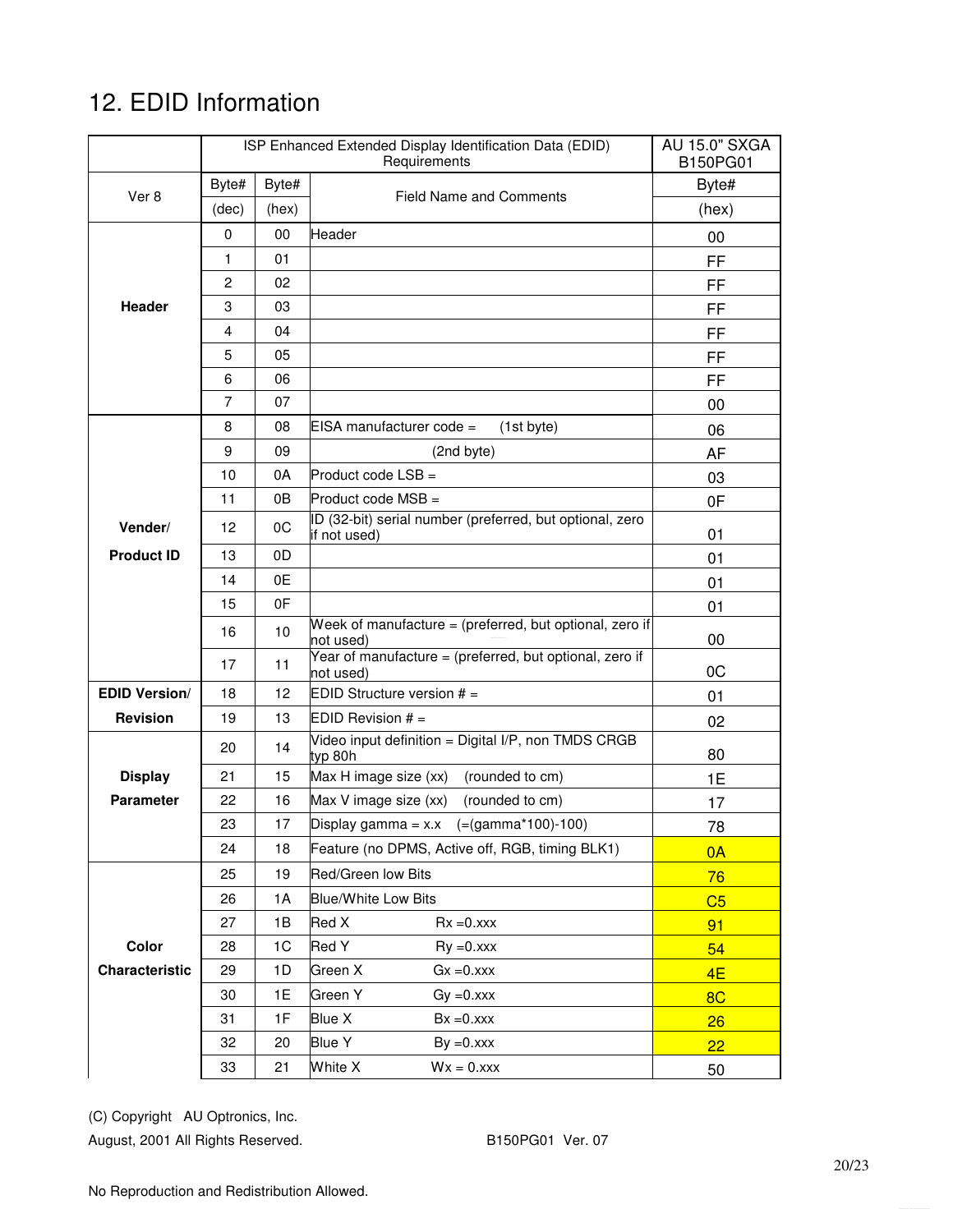# 12. EDID Information

| | ISP Enhanced Extended Display Identification Data (EDID) Requirements | | | AU 15.0" SXGA B150PG01 |
|---|---|---|---|---|
| Ver 8 | Byte# (dec) | Byte# (hex) | Field Name and Comments | Byte# (hex) |
| Header | 0 | 00 | Header | 00 |
| | 1 | 01 | | FF |
| | 2 | 02 | | FF |
| | 3 | 03 | | FF |
| | 4 | 04 | | FF |
| | 5 | 05 | | FF |
| | 6 | 06 | | FF |
| | 7 | 07 | | 00 |
| Vender/ Product ID | 8 | 08 | EISA manufacturer code = (1st byte) | 06 |
| | 9 | 09 | (2nd byte) | AF |
| | 10 | 0A | Product code LSB = | 03 |
| | 11 | 0B | Product code MSB = | 0F |
| | 12 | 0C | ID (32-bit) serial number (preferred, but optional, zero if not used) | 01 |
| | 13 | 0D | | 01 |
| | 14 | 0E | | 01 |
| | 15 | 0F | | 01 |
| | 16 | 10 | Week of manufacture = (preferred, but optional, zero if not used) | 00 |
| | 17 | 11 | Year of manufacture = (preferred, but optional, zero if not used) | 0C |
| EDID Version/ Revision | 18 | 12 | EDID Structure version # = | 01 |
| | 19 | 13 | EDID Revision # = | 02 |
| Display Parameter | 20 | 14 | Video input definition = Digital I/P, non TMDS CRGB typ 80h | 80 |
| | 21 | 15 | Max H image size (xx) (rounded to cm) | 1E |
| | 22 | 16 | Max V image size (xx) (rounded to cm) | 17 |
| | 23 | 17 | Display gamma = x.x (=(gamma*100)-100) | 78 |
| | 24 | 18 | Feature (no DPMS, Active off, RGB, timing BLK1) | 0A |
| Color Characteristic | 25 | 19 | Red/Green low Bits | 76 |
| | 26 | 1A | Blue/White Low Bits | C5 |
| | 27 | 1B | Red X Rx =0.xxx | 91 |
| | 28 | 1C | Red Y Ry =0.xxx | 54 |
| | 29 | 1D | Green X Gx =0.xxx | 4E |
| | 30 | 1E | Green Y Gy =0.xxx | 8C |
| | 31 | 1F | Blue X Bx =0.xxx | 26 |
| | 32 | 20 | Blue Y By =0.xxx | 22 |
| | 33 | 21 | White X Wx = 0.xxx | 50 |

(C) Copyright AU Optronics, Inc.
August, 2001 All Rights Reserved. B150PG01 Ver. 07

No Reproduction and Redistribution Allowed.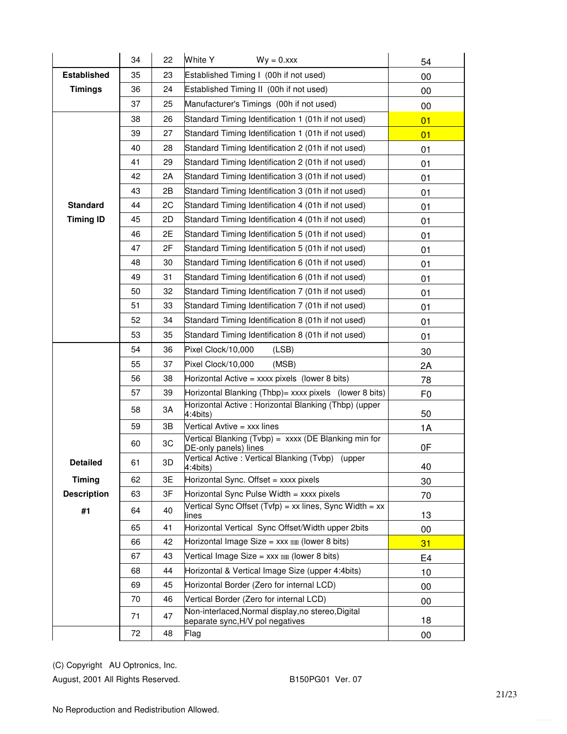| | | | | |
|---|---|---|---|---|
| | 34 | 22 | White Y Wy = 0.xxx | 54 |
| Established Timings | 35 | 23 | Established Timing I (00h if not used) | 00 |
| | 36 | 24 | Established Timing II (00h if not used) | 00 |
| | 37 | 25 | Manufacturer's Timings (00h if not used) | 00 |
| Standard Timing ID | 38 | 26 | Standard Timing Identification 1 (01h if not used) | 01 |
| | 39 | 27 | Standard Timing Identification 1 (01h if not used) | 01 |
| | 40 | 28 | Standard Timing Identification 2 (01h if not used) | 01 |
| | 41 | 29 | Standard Timing Identification 2 (01h if not used) | 01 |
| | 42 | 2A | Standard Timing Identification 3 (01h if not used) | 01 |
| | 43 | 2B | Standard Timing Identification 3 (01h if not used) | 01 |
| | 44 | 2C | Standard Timing Identification 4 (01h if not used) | 01 |
| | 45 | 2D | Standard Timing Identification 4 (01h if not used) | 01 |
| | 46 | 2E | Standard Timing Identification 5 (01h if not used) | 01 |
| | 47 | 2F | Standard Timing Identification 5 (01h if not used) | 01 |
| | 48 | 30 | Standard Timing Identification 6 (01h if not used) | 01 |
| | 49 | 31 | Standard Timing Identification 6 (01h if not used) | 01 |
| | 50 | 32 | Standard Timing Identification 7 (01h if not used) | 01 |
| | 51 | 33 | Standard Timing Identification 7 (01h if not used) | 01 |
| | 52 | 34 | Standard Timing Identification 8 (01h if not used) | 01 |
| | 53 | 35 | Standard Timing Identification 8 (01h if not used) | 01 |
| Detailed Timing Description #1 | 54 | 36 | Pixel Clock/10,000 (LSB) | 30 |
| | 55 | 37 | Pixel Clock/10,000 (MSB) | 2A |
| | 56 | 38 | Horizontal Active = xxxx pixels (lower 8 bits) | 78 |
| | 57 | 39 | Horizontal Blanking (Thbp)= xxxx pixels (lower 8 bits) | F0 |
| | 58 | 3A | Horizontal Active : Horizontal Blanking (Thbp) (upper 4:4bits) | 50 |
| | 59 | 3B | Vertical Avtive = xxx lines | 1A |
| | 60 | 3C | Vertical Blanking (Tvbp) = xxxx (DE Blanking min for DE-only panels) lines | 0F |
| | 61 | 3D | Vertical Active : Vertical Blanking (Tvbp) (upper 4:4bits) | 40 |
| | 62 | 3E | Horizontal Sync. Offset = xxxx pixels | 30 |
| | 63 | 3F | Horizontal Sync Pulse Width = xxxx pixels | 70 |
| | 64 | 40 | Vertical Sync Offset (Tvfp) = xx lines, Sync Width = xx lines | 13 |
| | 65 | 41 | Horizontal Vertical Sync Offset/Width upper 2bits | 00 |
| | 66 | 42 | Horizontal Image Size = xxx ㎜ (lower 8 bits) | 31 |
| | 67 | 43 | Vertical Image Size = xxx ㎜ (lower 8 bits) | E4 |
| | 68 | 44 | Horizontal & Vertical Image Size (upper 4:4bits) | 10 |
| | 69 | 45 | Horizontal Border (Zero for internal LCD) | 00 |
| | 70 | 46 | Vertical Border (Zero for internal LCD) | 00 |
| | 71 | 47 | Non-interlaced,Normal display,no stereo,Digital separate sync,H/V pol negatives | 18 |
| | 72 | 48 | Flag | 00 |

(C) Copyright AU Optronics, Inc.
August, 2001 All Rights Reserved. B150PG01 Ver. 07

No Reproduction and Redistribution Allowed.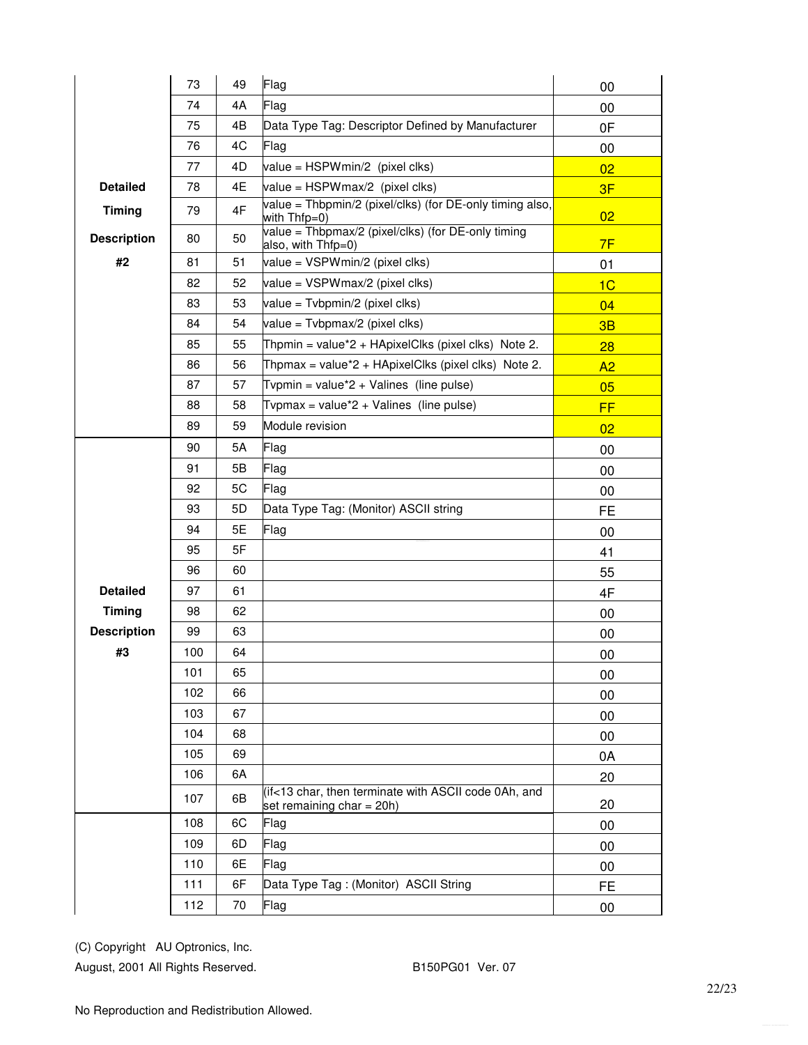| | | | | |
|---|---|---|---|---|
| Detailed Timing Description #2 | 73 | 49 | Flag | 00 |
| | 74 | 4A | Flag | 00 |
| | 75 | 4B | Data Type Tag: Descriptor Defined by Manufacturer | 0F |
| | 76 | 4C | Flag | 00 |
| | 77 | 4D | value = HSPWmin/2 (pixel clks) | 02 |
| | 78 | 4E | value = HSPWmax/2 (pixel clks) | 3F |
| | 79 | 4F | value = Thbpmin/2 (pixel/clks) (for DE-only timing also, with Thfp=0) | 02 |
| | 80 | 50 | value = Thbpmax/2 (pixel/clks) (for DE-only timing also, with Thfp=0) | 7F |
| | 81 | 51 | value = VSPWmin/2 (pixel clks) | 01 |
| | 82 | 52 | value = VSPWmax/2 (pixel clks) | 1C |
| | 83 | 53 | value = Tvbpmin/2 (pixel clks) | 04 |
| | 84 | 54 | value = Tvbpmax/2 (pixel clks) | 3B |
| | 85 | 55 | Thpmin = value*2 + HApixelClks (pixel clks) Note 2. | 28 |
| | 86 | 56 | Thpmax = value*2 + HApixelClks (pixel clks) Note 2. | A2 |
| | 87 | 57 | Tvpmin = value*2 + Valines (line pulse) | 05 |
| | 88 | 58 | Tvpmax = value*2 + Valines (line pulse) | FF |
| | 89 | 59 | Module revision | 02 |
| Detailed Timing Description #3 | 90 | 5A | Flag | 00 |
| | 91 | 5B | Flag | 00 |
| | 92 | 5C | Flag | 00 |
| | 93 | 5D | Data Type Tag: (Monitor) ASCII string | FE |
| | 94 | 5E | Flag | 00 |
| | 95 | 5F | | 41 |
| | 96 | 60 | | 55 |
| | 97 | 61 | | 4F |
| | 98 | 62 | | 00 |
| | 99 | 63 | | 00 |
| | 100 | 64 | | 00 |
| | 101 | 65 | | 00 |
| | 102 | 66 | | 00 |
| | 103 | 67 | | 00 |
| | 104 | 68 | | 00 |
| | 105 | 69 | | 0A |
| | 106 | 6A | | 20 |
| | 107 | 6B | (if<13 char, then terminate with ASCII code 0Ah, and set remaining char = 20h) | 20 |
| | 108 | 6C | Flag | 00 |
| | 109 | 6D | Flag | 00 |
| | 110 | 6E | Flag | 00 |
| | 111 | 6F | Data Type Tag : (Monitor) ASCII String | FE |
| | 112 | 70 | Flag | 00 |

(C) Copyright AU Optronics, Inc.
August, 2001 All Rights Reserved. B150PG01 Ver. 07

No Reproduction and Redistribution Allowed.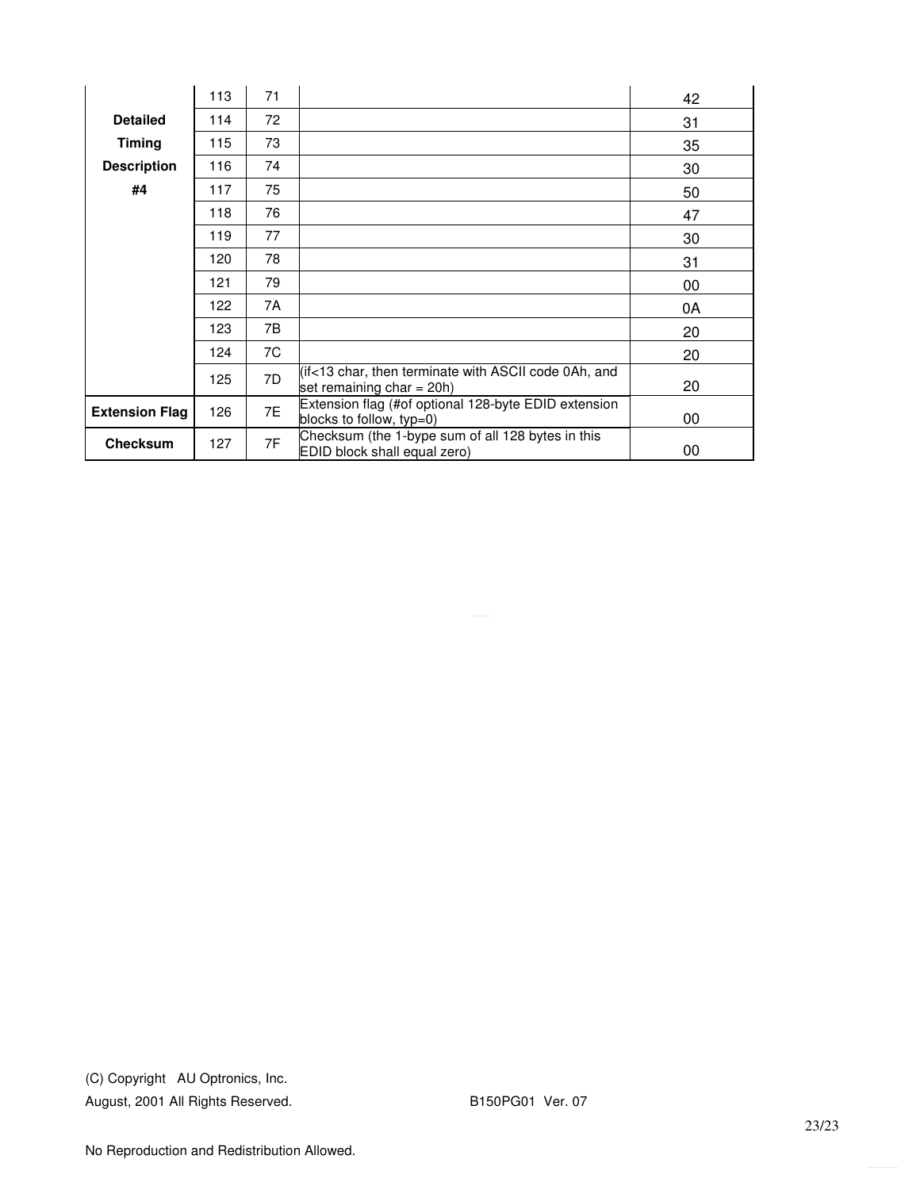| | | | | |
|---|---|---|---|---|
| **Detailed Timing Description #4** | 113 | 71 | | 42 |
| | 114 | 72 | | 31 |
| | 115 | 73 | | 35 |
| | 116 | 74 | | 30 |
| | 117 | 75 | | 50 |
| | 118 | 76 | | 47 |
| | 119 | 77 | | 30 |
| | 120 | 78 | | 31 |
| | 121 | 79 | | 00 |
| | 122 | 7A | | 0A |
| | 123 | 7B | | 20 |
| | 124 | 7C | | 20 |
| | 125 | 7D | (if<13 char, then terminate with ASCII code 0Ah, and set remaining char = 20h) | 20 |
| **Extension Flag** | 126 | 7E | Extension flag (#of optional 128-byte EDID extension blocks to follow, typ=0) | 00 |
| **Checksum** | 127 | 7F | Checksum (the 1-bype sum of all 128 bytes in this EDID block shall equal zero) | 00 |

(C) Copyright AU Optronics, Inc.
August, 2001 All Rights Reserved. B150PG01 Ver. 07

No Reproduction and Redistribution Allowed.